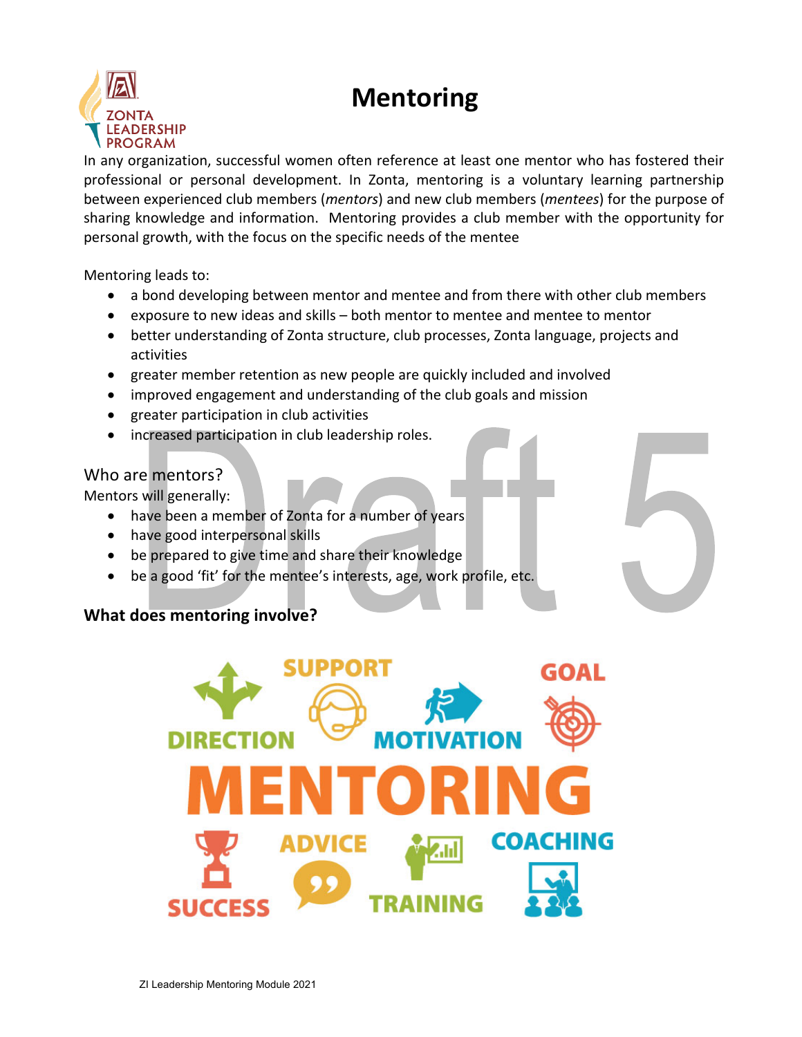# Mentoring

In any organization, successful women often reference at least one mentor who has fostered their professional or personal development. In Zonta, mentoring is a voluntary learning partnership between experienced club members (*mentors*) and new club members (*mentees*) for the purpose of sharing knowledge and information. Mentoring provides a club member with the opportunity for personal growth, with the focus on the specific needs of the mentee

Mentoring leads to:

- a bond developing between mentor and mentee and from there with other club members
- exposure to new ideas and skills – both mentor to mentee and mentee to mentor
- better understanding of Zonta structure, club processes, Zonta language, projects and activities
- greater member retention as new people are quickly included and involved
- improved engagement and understanding of the club goals and mission
- greater participation in club activities
- increased participation in club leadership roles.

## Who are mentors?

Mentors will generally:

- have been a member of Zonta for a number of years
- have good interpersonal skills
- be prepared to give time and share their knowledge
- be a good 'fit' for the mentee's interests, age, work profile, etc.

## What does mentoring involve?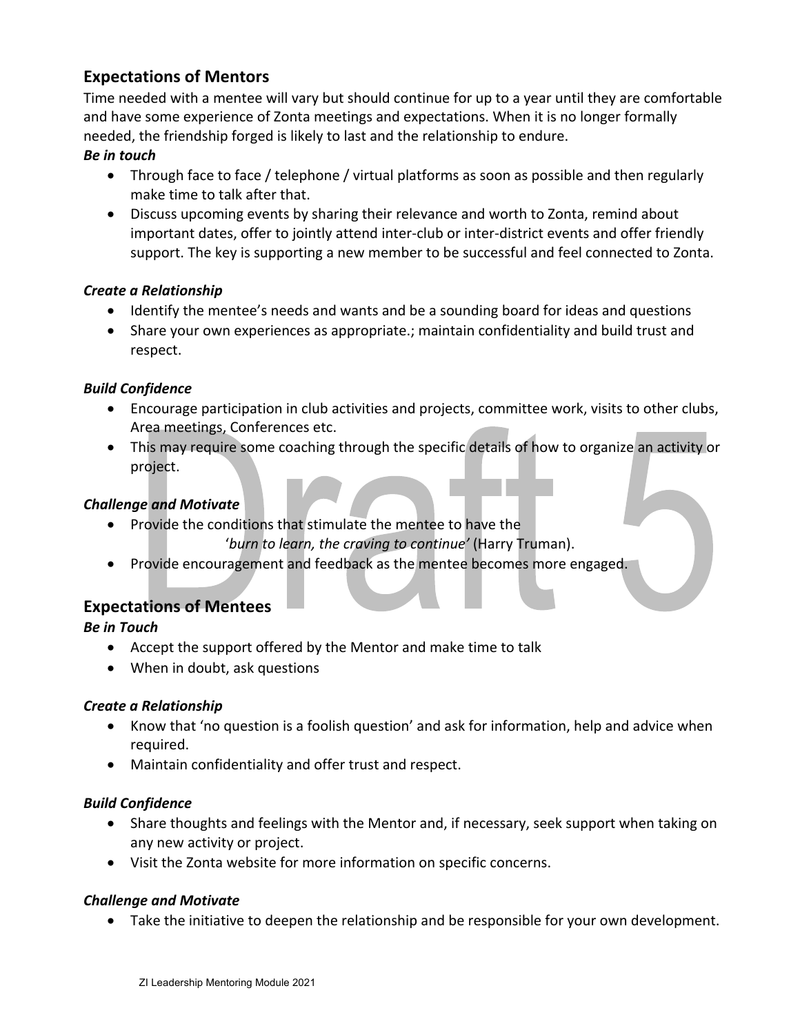## Expectations of Mentors

Time needed with a mentee will vary but should continue for up to a year until they are comfortable and have some experience of Zonta meetings and expectations. When it is no longer formally needed, the friendship forged is likely to last and the relationship to endure.

***Be in touch***

- Through face to face / telephone / virtual platforms as soon as possible and then regularly make time to talk after that.
- Discuss upcoming events by sharing their relevance and worth to Zonta, remind about important dates, offer to jointly attend inter-club or inter-district events and offer friendly support. The key is supporting a new member to be successful and feel connected to Zonta.

***Create a Relationship***

- Identify the mentee's needs and wants and be a sounding board for ideas and questions
- Share your own experiences as appropriate.; maintain confidentiality and build trust and respect.

***Build Confidence***

- Encourage participation in club activities and projects, committee work, visits to other clubs, Area meetings, Conferences etc.
- This may require some coaching through the specific details of how to organize an activity or project.

***Challenge and Motivate***

- Provide the conditions that stimulate the mentee to have the
  '*burn to learn, the craving to continue'* (Harry Truman).
- Provide encouragement and feedback as the mentee becomes more engaged.

## Expectations of Mentees

***Be in Touch***

- Accept the support offered by the Mentor and make time to talk
- When in doubt, ask questions

***Create a Relationship***

- Know that 'no question is a foolish question' and ask for information, help and advice when required.
- Maintain confidentiality and offer trust and respect.

***Build Confidence***

- Share thoughts and feelings with the Mentor and, if necessary, seek support when taking on any new activity or project.
- Visit the Zonta website for more information on specific concerns.

***Challenge and Motivate***

- Take the initiative to deepen the relationship and be responsible for your own development.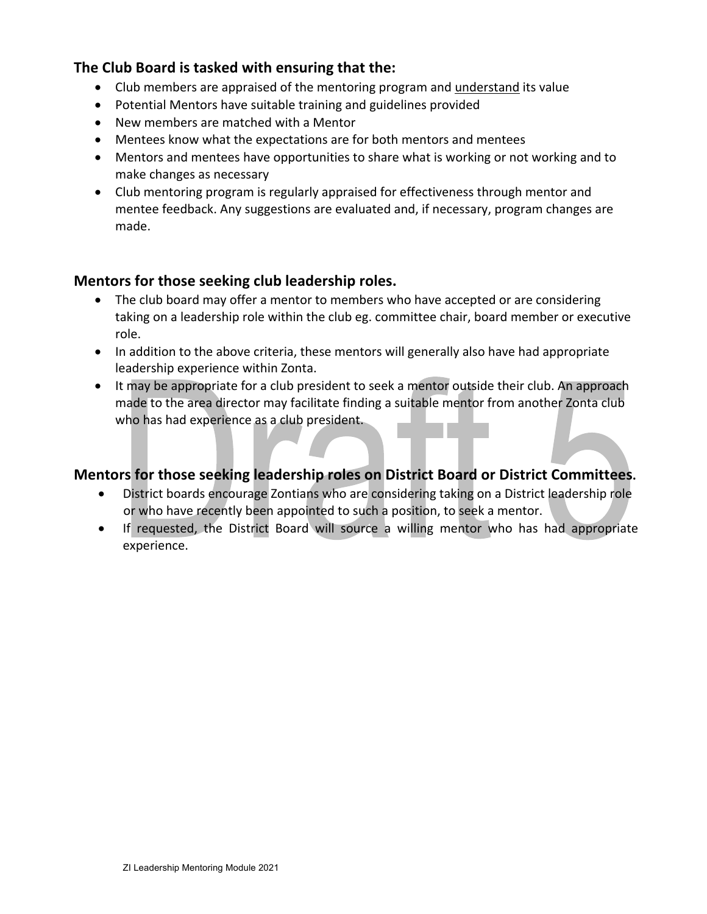**The Club Board is tasked with ensuring that the:**

- Club members are appraised of the mentoring program and understand its value
- Potential Mentors have suitable training and guidelines provided
- New members are matched with a Mentor
- Mentees know what the expectations are for both mentors and mentees
- Mentors and mentees have opportunities to share what is working or not working and to make changes as necessary
- Club mentoring program is regularly appraised for effectiveness through mentor and mentee feedback. Any suggestions are evaluated and, if necessary, program changes are made.

**Mentors for those seeking club leadership roles.**

- The club board may offer a mentor to members who have accepted or are considering taking on a leadership role within the club eg. committee chair, board member or executive role.
- In addition to the above criteria, these mentors will generally also have had appropriate leadership experience within Zonta.
- It may be appropriate for a club president to seek a mentor outside their club. An approach made to the area director may facilitate finding a suitable mentor from another Zonta club who has had experience as a club president.

**Mentors for those seeking leadership roles on District Board or District Committees.**

- District boards encourage Zontians who are considering taking on a District leadership role or who have recently been appointed to such a position, to seek a mentor.
- If requested, the District Board will source a willing mentor who has had appropriate experience.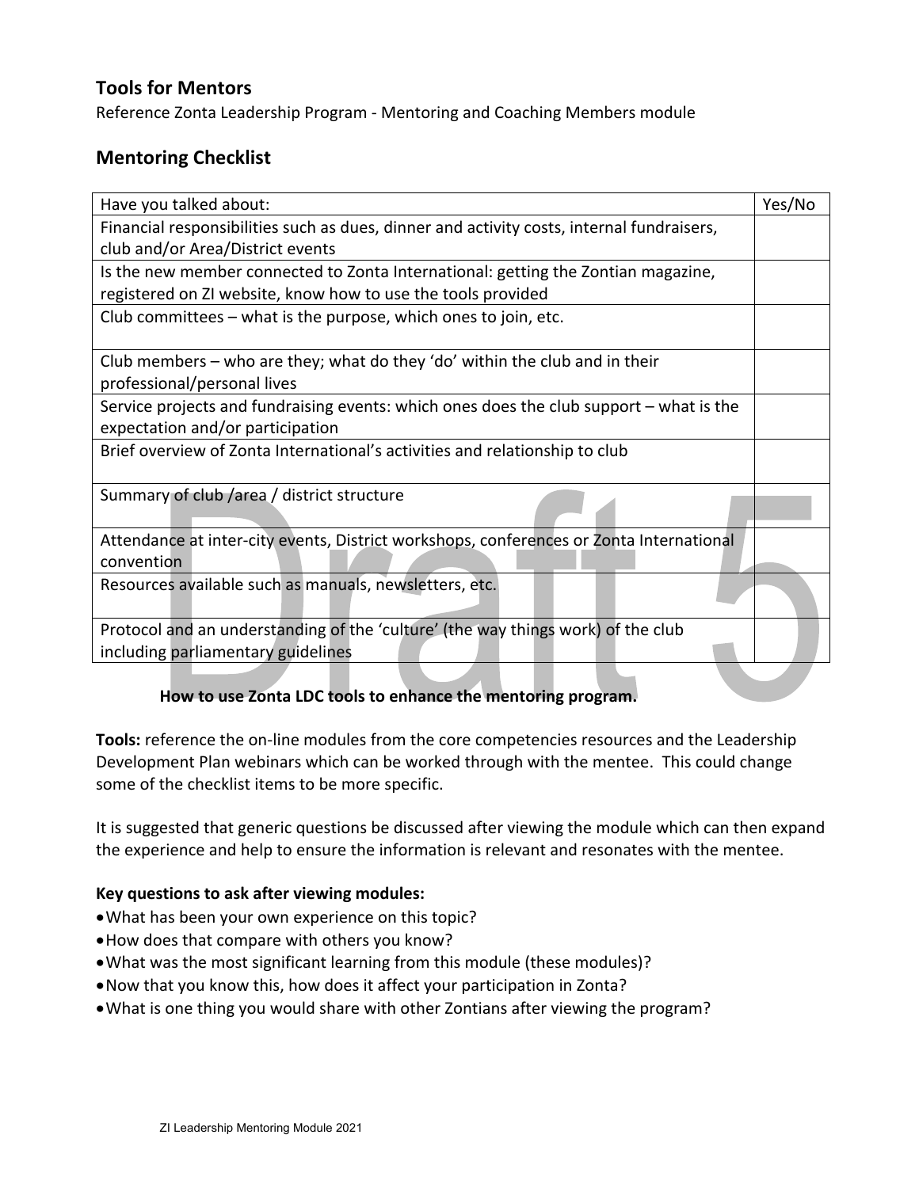## Tools for Mentors

Reference Zonta Leadership Program - Mentoring and Coaching Members module

## Mentoring Checklist

| Have you talked about: | Yes/No |
|---|---|
| Financial responsibilities such as dues, dinner and activity costs, internal fundraisers, club and/or Area/District events | |
| Is the new member connected to Zonta International: getting the Zontian magazine, registered on ZI website, know how to use the tools provided | |
| Club committees – what is the purpose, which ones to join, etc. | |
| Club members – who are they; what do they 'do' within the club and in their professional/personal lives | |
| Service projects and fundraising events: which ones does the club support – what is the expectation and/or participation | |
| Brief overview of Zonta International's activities and relationship to club | |
| Summary of club /area / district structure | |
| Attendance at inter-city events, District workshops, conferences or Zonta International convention | |
| Resources available such as manuals, newsletters, etc. | |
| Protocol and an understanding of the 'culture' (the way things work) of the club including parliamentary guidelines | |

**How to use Zonta LDC tools to enhance the mentoring program.**

**Tools:** reference the on-line modules from the core competencies resources and the Leadership Development Plan webinars which can be worked through with the mentee. This could change some of the checklist items to be more specific.

It is suggested that generic questions be discussed after viewing the module which can then expand the experience and help to ensure the information is relevant and resonates with the mentee.

**Key questions to ask after viewing modules:**

- What has been your own experience on this topic?
- How does that compare with others you know?
- What was the most significant learning from this module (these modules)?
- Now that you know this, how does it affect your participation in Zonta?
- What is one thing you would share with other Zontians after viewing the program?